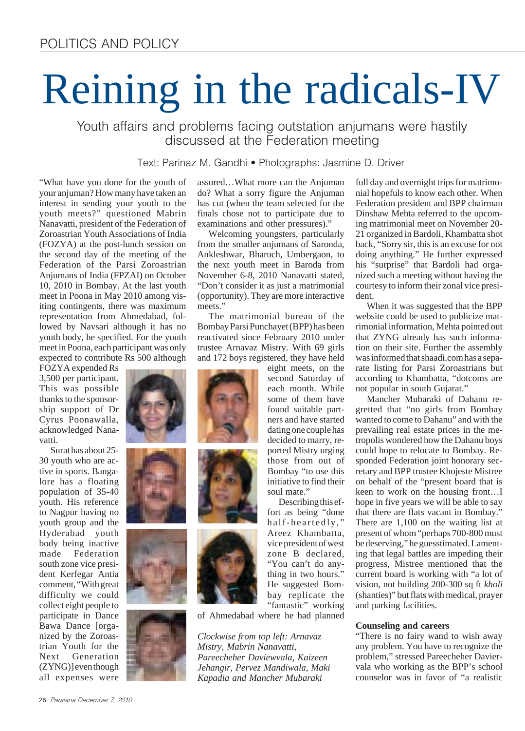POLITICS AND POLICY

# Reining in the radicals-IV

Youth affairs and problems facing outstation anjumans were hastily discussed at the Federation meeting

Text: Parinaz M. Gandhi • Photographs: Jasmine D. Driver

"What have you done for the youth of your anjuman? How many have taken an interest in sending your youth to the youth meets?" questioned Mabrin Nanavatti, president of the Federation of Zoroastrian Youth Associations of India (FOZYA) at the post-lunch session on the second day of the meeting of the Federation of the Parsi Zoroastrian Anjumans of India (FPZAI) on October 10, 2010 in Bombay. At the last youth meet in Poona in May 2010 among visiting contingents, there was maximum representation from Ahmedabad, followed by Navsari although it has no youth body, he specified. For the youth meet in Poona, each participant was only expected to contribute Rs 500 although FOZYA expended Rs 3,500 per participant. This was possible thanks to the sponsorship support of Dr Cyrus Poonawalla, acknowledged Nanavatti.

Surat has about 25-30 youth who are active in sports. Bangalore has a floating population of 35-40 youth. His reference to Nagpur having no youth group and the Hyderabad youth body being inactive made Federation south zone vice president Kerfegar Antia comment, "With great difficulty we could collect eight people to participate in Dance Bawa Dance [organized by the Zoroastrian Youth for the Next Generation (ZYNG)] even though all expenses were assured…What more can the Anjuman do? What a sorry figure the Anjuman has cut (when the team selected for the finals chose not to participate due to examinations and other pressures)."

Welcoming youngsters, particularly from the smaller anjumans of Saronda, Ankleshwar, Bharuch, Umbergaon, to the next youth meet in Baroda from November 6-8, 2010 Nanavatti stated, "Don't consider it as just a matrimonial (opportunity). They are more interactive meets."

The matrimonial bureau of the Bombay Parsi Punchayet (BPP) has been reactivated since February 2010 under trustee Arnavaz Mistry. With 69 girls and 172 boys registered, they have held eight meets, on the second Saturday of each month. While some of them have found suitable partners and have started dating one couple has decided to marry, reported Mistry urging those from out of Bombay "to use this initiative to find their soul mate."

Describing this effort as being "done half-heartedly," Areez Khambatta, vice president of west zone B declared, "You can't do anything in two hours." He suggested Bombay replicate the "fantastic" working of Ahmedabad where he had planned full day and overnight trips for matrimonial hopefuls to know each other. When Federation president and BPP chairman Dinshaw Mehta referred to the upcoming matrimonial meet on November 20-21 organized in Bardoli, Khambatta shot back, "Sorry sir, this is an excuse for not doing anything." He further expressed his "surprise" that Bardoli had organized such a meeting without having the courtesy to inform their zonal vice president.

*Clockwise from top left: Arnavaz Mistry, Mabrin Nanavatti, Pareecheher Daviewvala, Kaizeen Jehangir, Pervez Mandiwala, Maki Kapadia and Mancher Mubaraki*

When it was suggested that the BPP website could be used to publicize matrimonial information, Mehta pointed out that ZYNG already has such information on their site. Further the assembly was informed that shaadi.com has a separate listing for Parsi Zoroastrians but according to Khambatta, "dotcoms are not popular in south Gujarat."

Mancher Mubaraki of Dahanu regretted that "no girls from Bombay wanted to come to Dahanu" and with the prevailing real estate prices in the metropolis wondered how the Dahanu boys could hope to relocate to Bombay. Responded Federation joint honorary secretary and BPP trustee Khojeste Mistree on behalf of the "present board that is keen to work on the housing front…I hope in five years we will be able to say that there are flats vacant in Bombay." There are 1,100 on the waiting list at present of whom "perhaps 700-800 must be deserving," he guesstimated. Lamenting that legal battles are impeding their progress, Mistree mentioned that the current board is working with "a lot of vision, not building 200-300 sq ft *kholi* (shanties)" but flats with medical, prayer and parking facilities.

**Counseling and careers**

"There is no fairy wand to wish away any problem. You have to recognize the problem," stressed Pareecheher Daviervala who working as the BPP's school counselor was in favor of "a realistic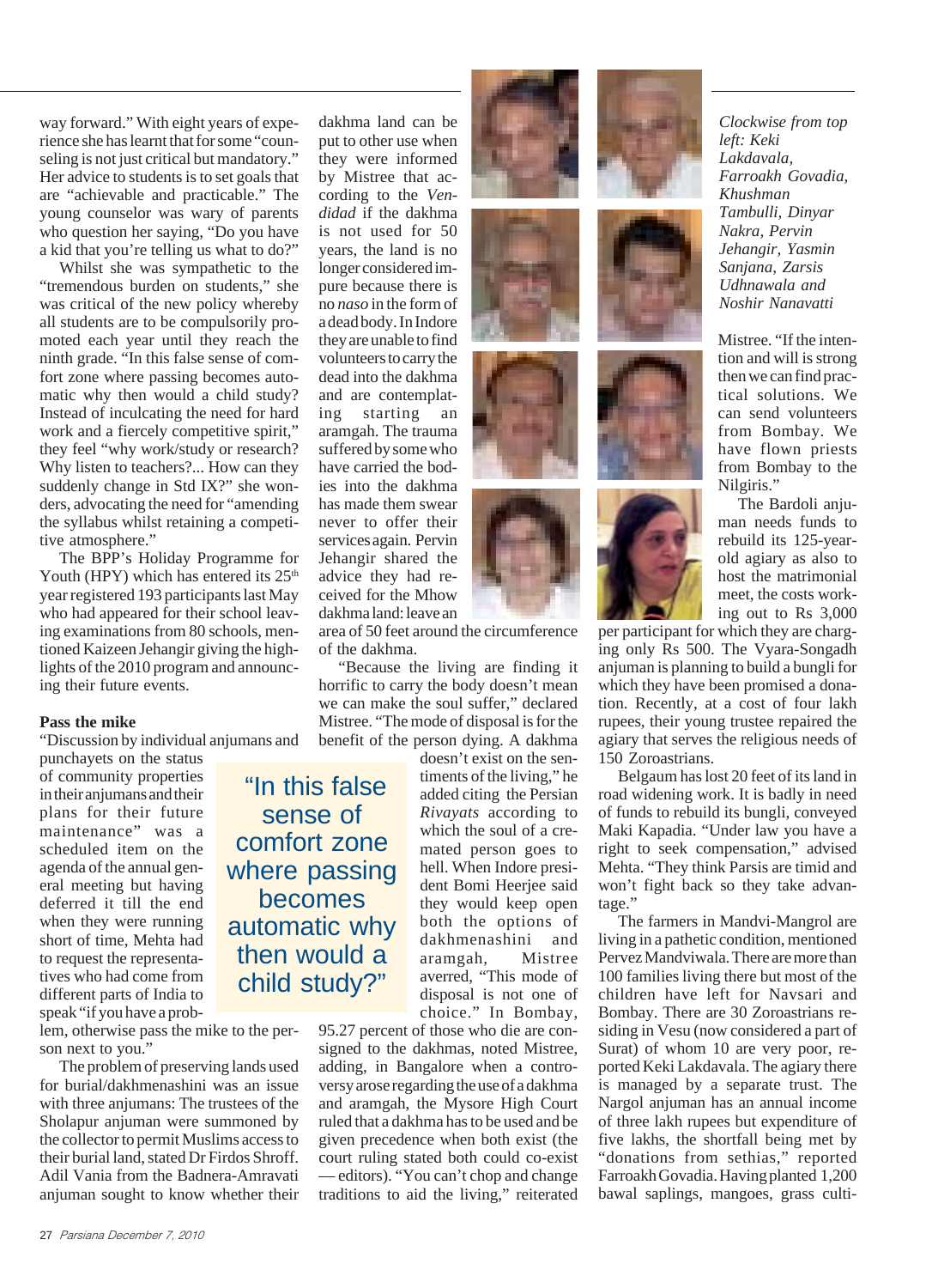way forward." With eight years of experience she has learnt that for some "counseling is not just critical but mandatory." Her advice to students is to set goals that are "achievable and practicable." The young counselor was wary of parents who question her saying, "Do you have a kid that you're telling us what to do?"

Whilst she was sympathetic to the "tremendous burden on students," she was critical of the new policy whereby all students are to be compulsorily promoted each year until they reach the ninth grade. "In this false sense of comfort zone where passing becomes automatic why then would a child study? Instead of inculcating the need for hard work and a fiercely competitive spirit," they feel "why work/study or research? Why listen to teachers?... How can they suddenly change in Std IX?" she wonders, advocating the need for "amending the syllabus whilst retaining a competitive atmosphere."

The BPP's Holiday Programme for Youth (HPY) which has entered its 25th year registered 193 participants last May who had appeared for their school leaving examinations from 80 schools, mentioned Kaizeen Jehangir giving the highlights of the 2010 program and announcing their future events.

**Pass the mike**

"Discussion by individual anjumans and punchayets on the status of community properties in their anjumans and their plans for their future maintenance" was a scheduled item on the agenda of the annual general meeting but having deferred it till the end when they were running short of time, Mehta had to request the representatives who had come from different parts of India to speak "if you have a problem, otherwise pass the mike to the person next to you."

> "In this false sense of comfort zone where passing becomes automatic why then would a child study?"

The problem of preserving lands used for burial/dakhmenashini was an issue with three anjumans: The trustees of the Sholapur anjuman were summoned by the collector to permit Muslims access to their burial land, stated Dr Firdos Shroff. Adil Vania from the Badnera-Amravati anjuman sought to know whether their dakhma land can be put to other use when they were informed by Mistree that according to the *Vendidad* if the dakhma is not used for 50 years, the land is no longer considered impure because there is no *naso* in the form of a dead body. In Indore they are unable to find volunteers to carry the dead into the dakhma and are contemplating starting an aramgah. The trauma suffered by some who have carried the bodies into the dakhma has made them swear never to offer their services again. Pervin Jehangir shared the advice they had received for the Mhow dakhma land: leave an area of 50 feet around the circumference of the dakhma.

"Because the living are finding it horrific to carry the body doesn't mean we can make the soul suffer," declared Mistree. "The mode of disposal is for the benefit of the person dying. A dakhma doesn't exist on the sentiments of the living," he added citing the Persian *Rivayats* according to which the soul of a cremated person goes to hell. When Indore president Bomi Heerjee said they would keep open both the options of dakhmenashini and aramgah, Mistree averred, "This mode of disposal is not one of choice." In Bombay, 95.27 percent of those who die are consigned to the dakhmas, noted Mistree, adding, in Bangalore when a controversy arose regarding the use of a dakhma and aramgah, the Mysore High Court ruled that a dakhma has to be used and be given precedence when both exist (the court ruling stated both could co-exist — editors). "You can't chop and change traditions to aid the living," reiterated Mistree. "If the intention and will is strong then we can find practical solutions. We can send volunteers from Bombay. We have flown priests from Bombay to the Nilgiris."

*Clockwise from top left: Keki Lakdavala, Farroakh Govadia, Khushman Tambulli, Dinyar Nakra, Pervin Jehangir, Yasmin Sanjana, Zarsis Udhnawala and Noshir Nanavatti*

The Bardoli anjuman needs funds to rebuild its 125-year-old agiary as also to host the matrimonial meet, the costs working out to Rs 3,000 per participant for which they are charging only Rs 500. The Vyara-Songadh anjuman is planning to build a bungli for which they have been promised a donation. Recently, at a cost of four lakh rupees, their young trustee repaired the agiary that serves the religious needs of 150 Zoroastrians.

Belgaum has lost 20 feet of its land in road widening work. It is badly in need of funds to rebuild its bungli, conveyed Maki Kapadia. "Under law you have a right to seek compensation," advised Mehta. "They think Parsis are timid and won't fight back so they take advantage."

The farmers in Mandvi-Mangrol are living in a pathetic condition, mentioned Pervez Mandviwala. There are more than 100 families living there but most of the children have left for Navsari and Bombay. There are 50 Zoroastrians residing in Vesu (now considered a part of Surat) of whom 10 are very poor, reported Keki Lakdavala. The agiary there is managed by a separate trust. The Nargol anjuman has an annual income of three lakh rupees but expenditure of five lakhs, the shortfall being met by "donations from sethias," reported Farroakh Govadia. Having planted 1,200 bawal saplings, mangoes, grass culti-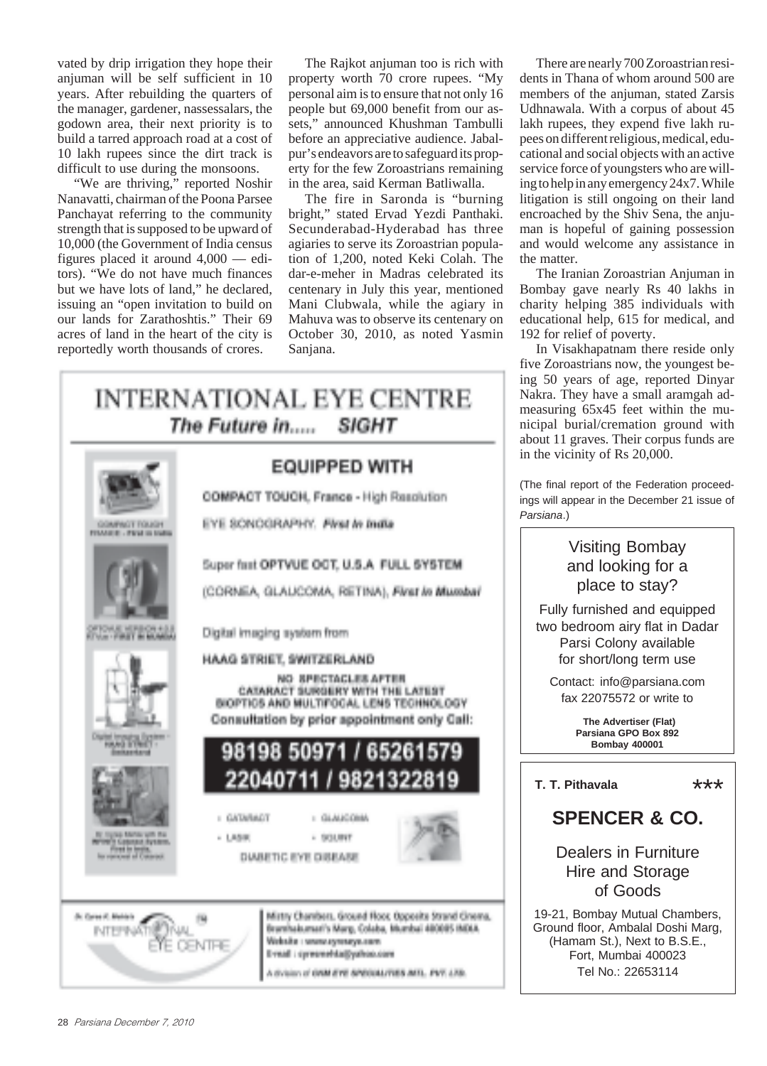vated by drip irrigation they hope their anjuman will be self sufficient in 10 years. After rebuilding the quarters of the manager, gardener, nassessalars, the godown area, their next priority is to build a tarred approach road at a cost of 10 lakh rupees since the dirt track is difficult to use during the monsoons.

"We are thriving," reported Noshir Nanavatti, chairman of the Poona Parsee Panchayat referring to the community strength that is supposed to be upward of 10,000 (the Government of India census figures placed it around 4,000 — editors). "We do not have much finances but we have lots of land," he declared, issuing an "open invitation to build on our lands for Zarathoshtis." Their 69 acres of land in the heart of the city is reportedly worth thousands of crores.

The Rajkot anjuman too is rich with property worth 70 crore rupees. "My personal aim is to ensure that not only 16 people but 69,000 benefit from our assets," announced Khushman Tambulli before an appreciative audience. Jabalpur's endeavors are to safeguard its property for the few Zoroastrians remaining in the area, said Kerman Batliwalla.

The fire in Saronda is "burning bright," stated Ervad Yezdi Panthaki. Secunderabad-Hyderabad has three agiaries to serve its Zoroastrian population of 1,200, noted Keki Colah. The dar-e-meher in Madras celebrated its centenary in July this year, mentioned Mani Clubwala, while the agiary in Mahuva was to observe its centenary on October 30, 2010, as noted Yasmin Sanjana.

There are nearly 700 Zoroastrian residents in Thana of whom around 500 are members of the anjuman, stated Zarsis Udhnawala. With a corpus of about 45 lakh rupees, they expend five lakh rupees on different religious, medical, educational and social objects with an active service force of youngsters who are willing to help in any emergency 24x7. While litigation is still ongoing on their land encroached by the Shiv Sena, the anjuman is hopeful of gaining possession and would welcome any assistance in the matter.

The Iranian Zoroastrian Anjuman in Bombay gave nearly Rs 40 lakhs in charity helping 385 individuals with educational help, 615 for medical, and 192 for relief of poverty.

In Visakhapatnam there reside only five Zoroastrians now, the youngest being 50 years of age, reported Dinyar Nakra. They have a small aramgah admeasuring 65x45 feet within the municipal burial/cremation ground with about 11 graves. Their corpus funds are in the vicinity of Rs 20,000.

(The final report of the Federation proceedings will appear in the December 21 issue of *Parsiana*.)

---

# INTERNATIONAL EYE CENTRE

*The Future in..... SIGHT*

## EQUIPPED WITH

COMPACT TOUCH, France - High Resolution

EYE SONOGRAPHY. *First in India*

Super fast OPTVUE OCT, U.S.A FULL SYSTEM

(CORNEA, GLAUCOMA, RETINA), *First in Mumbai*

Digital imaging system from

HAAG STRIET, SWITZERLAND

NO SPECTACLES AFTER CATARACT SURGERY WITH THE LATEST BIOPTICS AND MULTIFOCAL LENS TECHNOLOGY

Consultation by prior appointment only Call:

**98198 50971 / 65261579**
**22040711 / 9821322819**

- CATARACT
- GLAUCOMA
- LASIK
- SQUINT

DIABETIC EYE DISEASE

Mistry Chambers, Ground floor, Opposite Strand Cinema, Bramhaiaumari's Marg, Colaba, Mumbai 400005 INDIA
Website : www.cyruseye.com
E-mail : cyrusmehta@yahoo.com

A division of OAM EYE SPECIALITIES INTL. PVT. LTD.

---

Visiting Bombay and looking for a place to stay?

Fully furnished and equipped two bedroom airy flat in Dadar Parsi Colony available for short/long term use

Contact: info@parsiana.com
fax 22075572 or write to

**The Advertiser (Flat)**
**Parsiana GPO Box 892**
**Bombay 400001**

---

**T. T. Pithavala** ***

## SPENCER & CO.

Dealers in Furniture Hire and Storage of Goods

19-21, Bombay Mutual Chambers, Ground floor, Ambalal Doshi Marg, (Hamam St.), Next to B.S.E., Fort, Mumbai 400023
Tel No.: 22653114